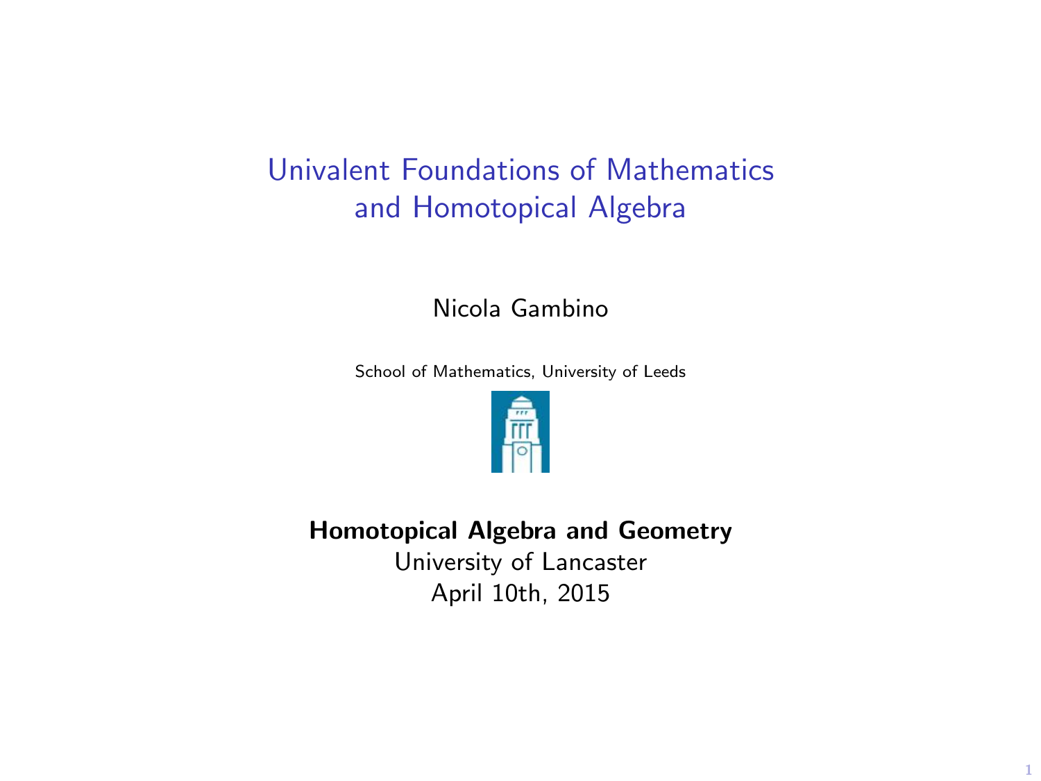# Univalent Foundations of Mathematics and Homotopical Algebra

Nicola Gambino

School of Mathematics, University of Leeds

**Homotopical Algebra and Geometry**

University of Lancaster

April 10th, 2015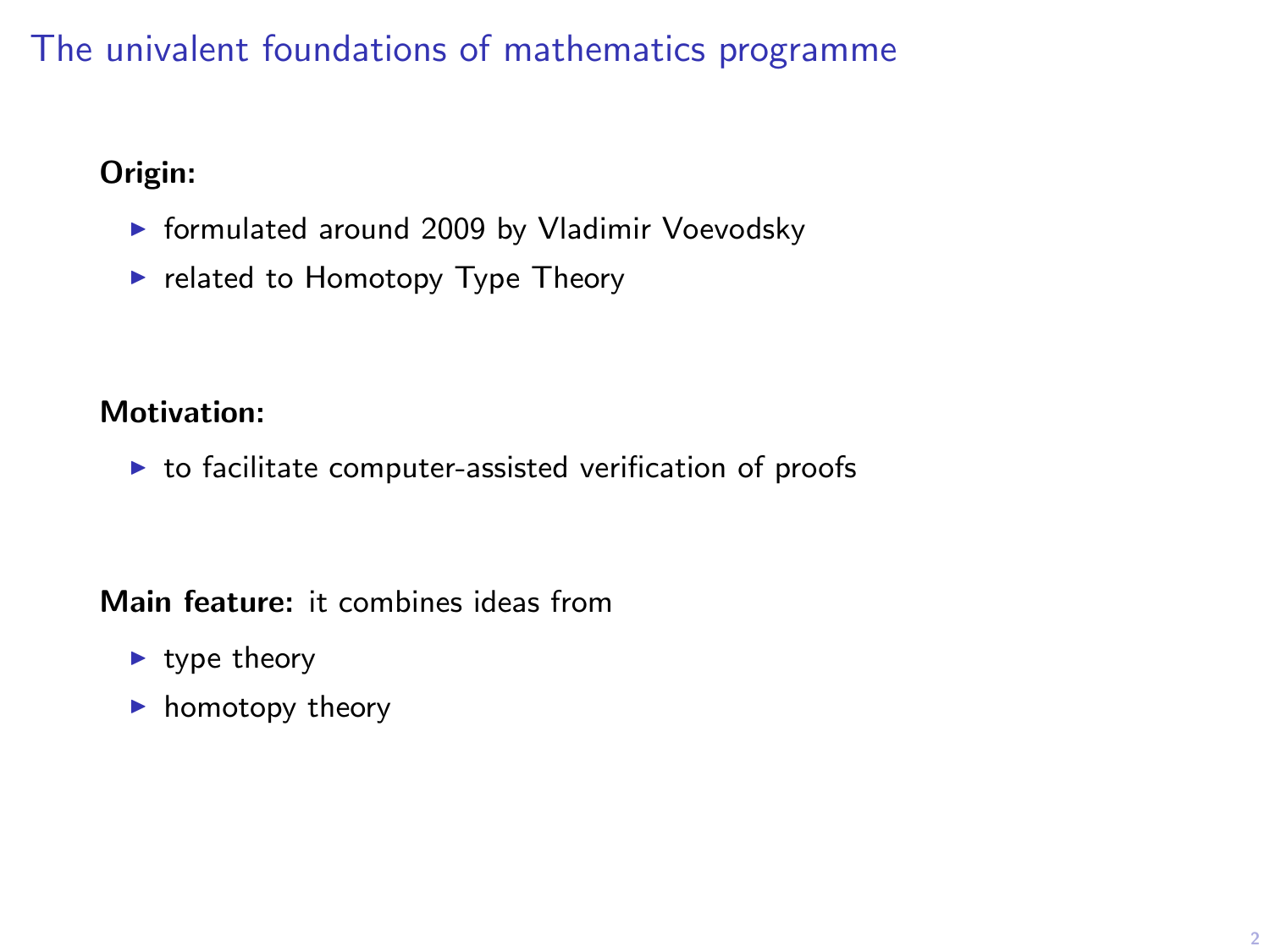# The univalent foundations of mathematics programme

**Origin:**

- formulated around 2009 by Vladimir Voevodsky
- related to Homotopy Type Theory

**Motivation:**

- to facilitate computer-assisted verification of proofs

**Main feature:** it combines ideas from

- type theory
- homotopy theory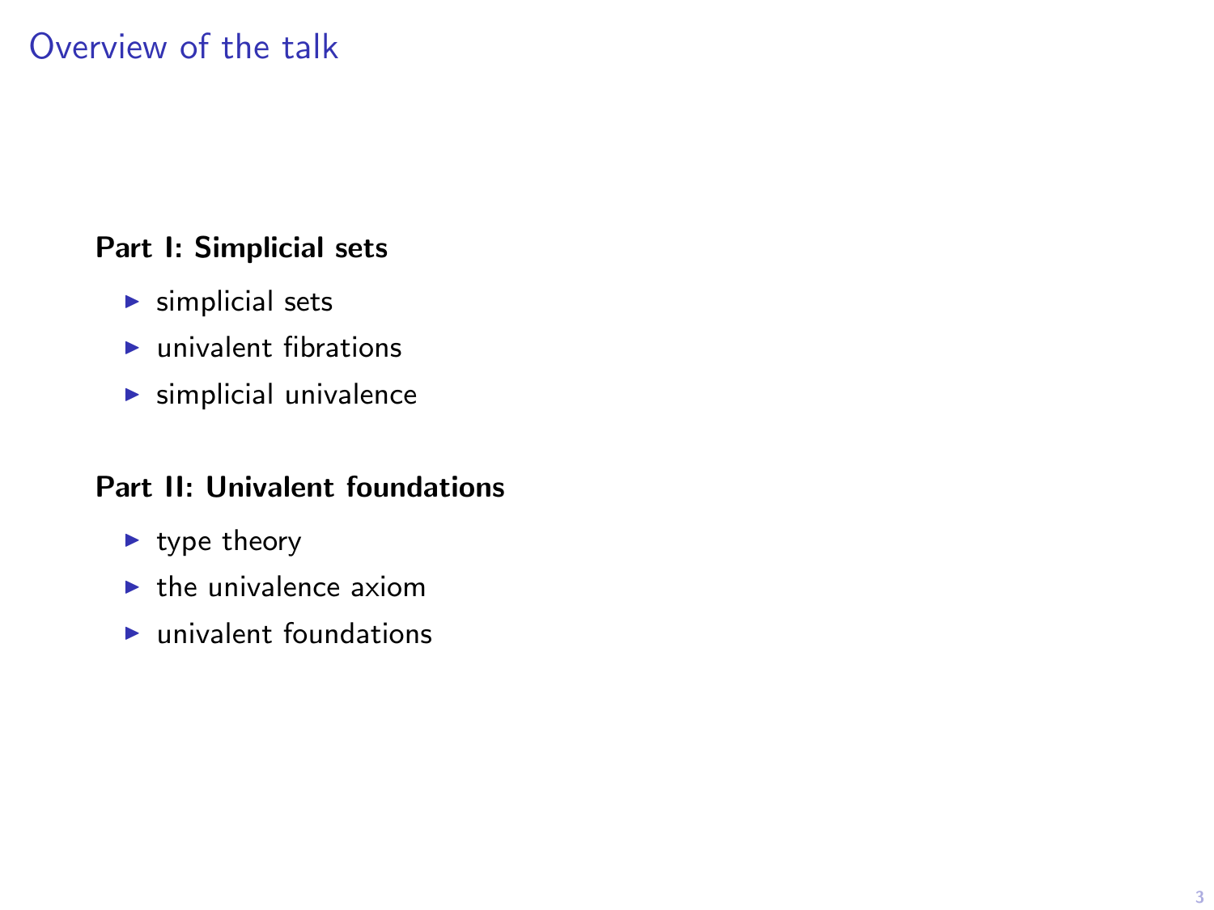# Overview of the talk

**Part I: Simplicial sets**

- simplicial sets
- univalent fibrations
- simplicial univalence

**Part II: Univalent foundations**

- type theory
- the univalence axiom
- univalent foundations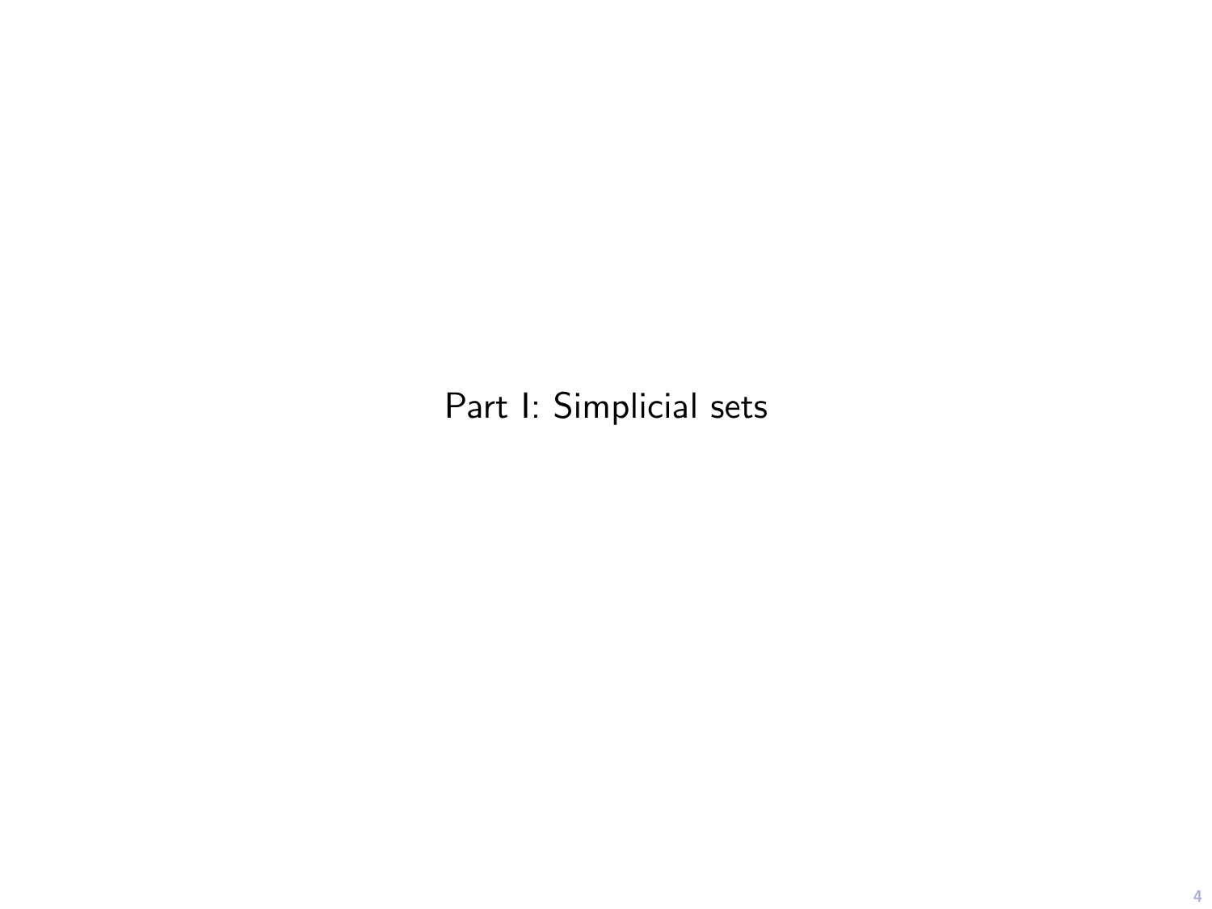# Part I: Simplicial sets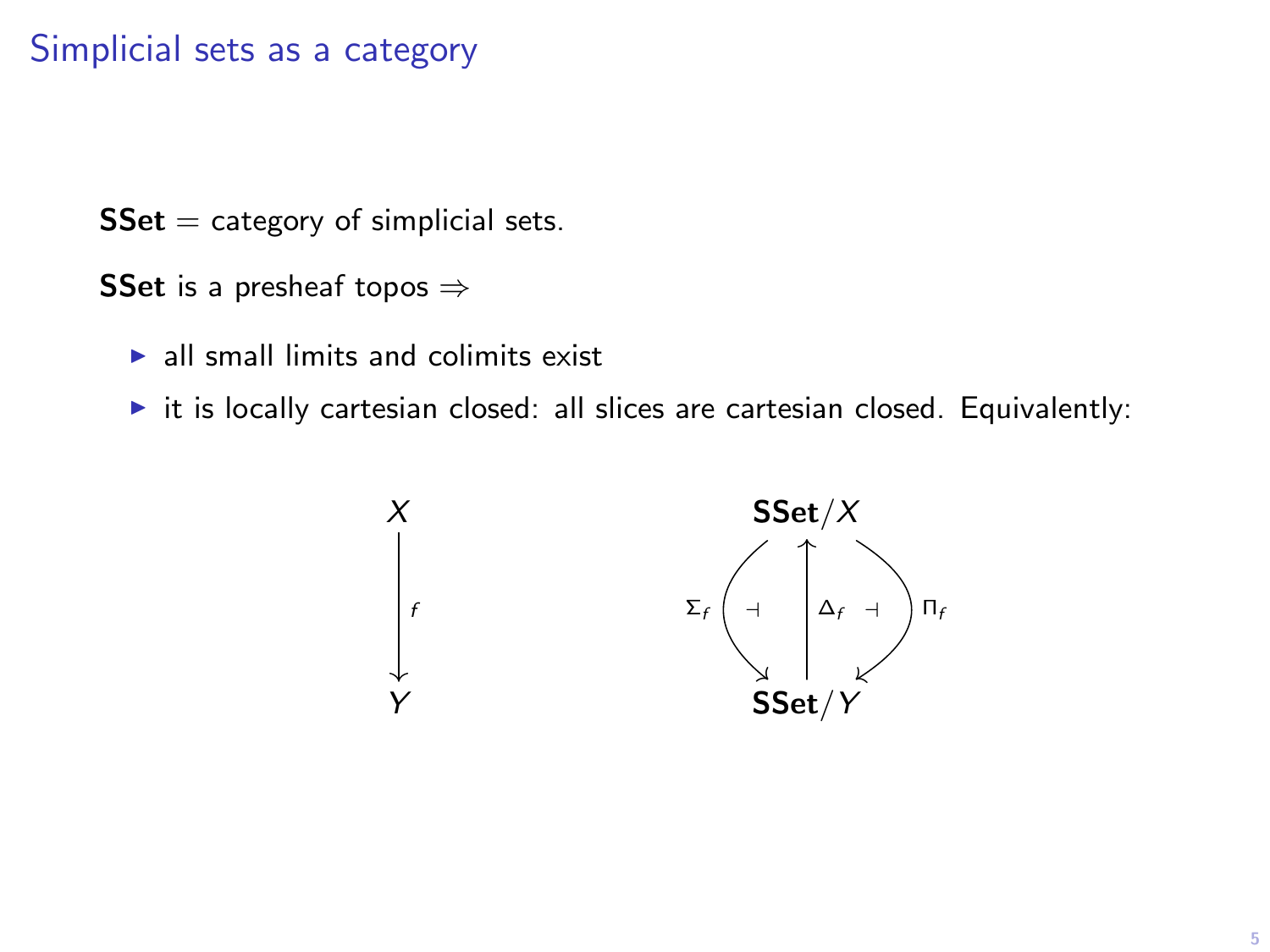# Simplicial sets as a category

**SSet** = category of simplicial sets.

**SSet** is a presheaf topos ⇒

- all small limits and colimits exist
- it is locally cartesian closed: all slices are cartesian closed. Equivalently:

$$
\begin{array}{c} X \\ \big\downarrow f \\ Y \end{array}
\qquad\qquad
\Sigma_f \dashv \Delta_f \dashv \Pi_f, \quad \Delta_f : \mathbf{SSet}/Y \to \mathbf{SSet}/X, \quad \Sigma_f, \Pi_f : \mathbf{SSet}/X \to \mathbf{SSet}/Y
$$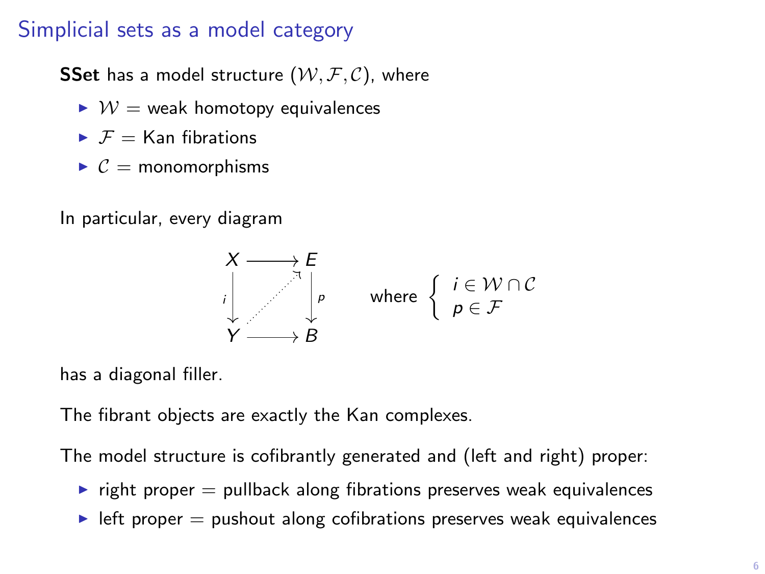# Simplicial sets as a model category

**SSet** has a model structure $(\mathcal{W}, \mathcal{F}, \mathcal{C})$, where

- $\mathcal{W}$ = weak homotopy equivalences
- $\mathcal{F}$ = Kan fibrations
- $\mathcal{C}$ = monomorphisms

In particular, every diagram

$$\begin{array}{ccc} X & \longrightarrow & E \\ {\scriptstyle i}\downarrow & \nearrow & \downarrow{\scriptstyle p} \\ Y & \longrightarrow & B \end{array} \qquad \text{where } \begin{cases} i \in \mathcal{W} \cap \mathcal{C} \\ p \in \mathcal{F} \end{cases}$$

has a diagonal filler.

The fibrant objects are exactly the Kan complexes.

The model structure is cofibrantly generated and (left and right) proper:

- right proper = pullback along fibrations preserves weak equivalences
- left proper = pushout along cofibrations preserves weak equivalences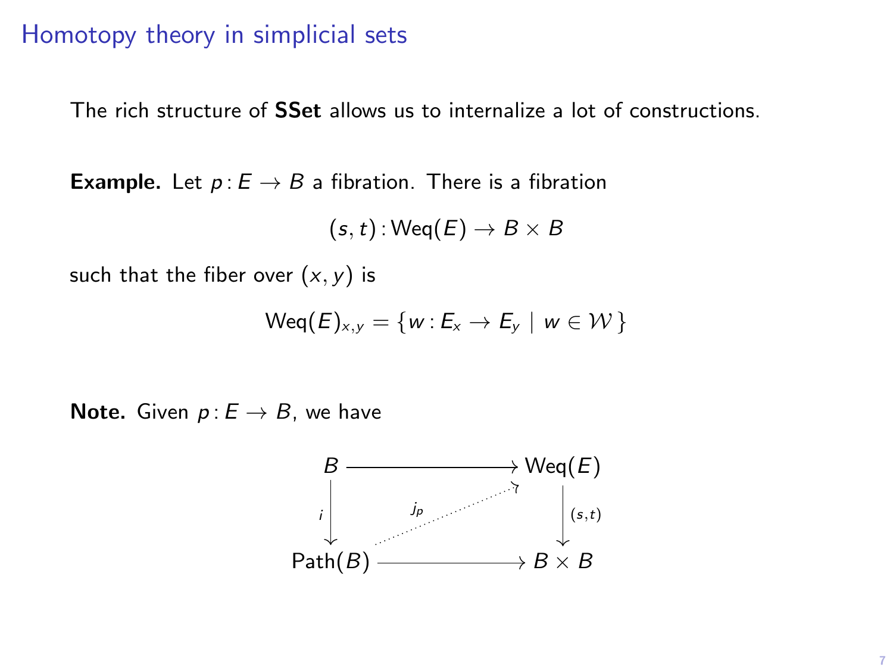## Homotopy theory in simplicial sets

The rich structure of **SSet** allows us to internalize a lot of constructions.

**Example.** Let $p\colon E \to B$ a fibration. There is a fibration

$$(s,t)\colon \mathsf{Weq}(E) \to B \times B$$

such that the fiber over $(x, y)$ is

$$\mathsf{Weq}(E)_{x,y} = \{ w \colon E_x \to E_y \mid w \in \mathcal{W} \}$$

**Note.** Given $p\colon E \to B$, we have

$$\begin{array}{ccc} B & \longrightarrow & \mathsf{Weq}(E) \\ {\scriptstyle i}\downarrow & \overset{j_p}{\nearrow} & \downarrow{\scriptstyle (s,t)} \\ \mathsf{Path}(B) & \longrightarrow & B \times B \end{array}$$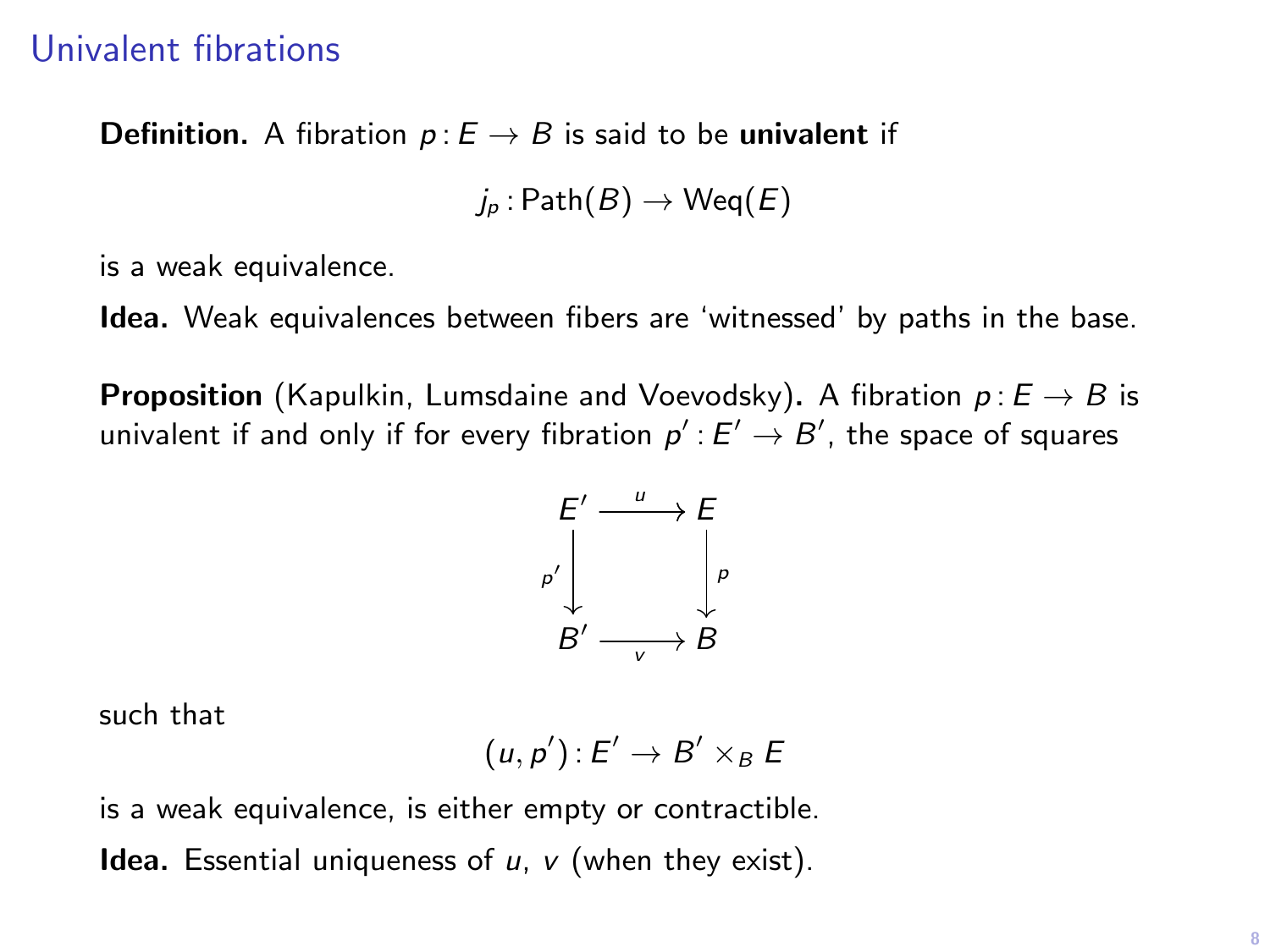## Univalent fibrations

**Definition.** A fibration $p\colon E \to B$ is said to be **univalent** if

$$j_p \colon \mathrm{Path}(B) \to \mathrm{Weq}(E)$$

is a weak equivalence.

**Idea.** Weak equivalences between fibers are 'witnessed' by paths in the base.

**Proposition** (Kapulkin, Lumsdaine and Voevodsky)**.** A fibration $p\colon E \to B$ is univalent if and only if for every fibration $p'\colon E' \to B'$, the space of squares

$$\begin{array}{ccc} E' & \xrightarrow{u} & E \\ {\scriptstyle p'}\downarrow & & \downarrow{\scriptstyle p} \\ B' & \xrightarrow[v]{} & B \end{array}$$

such that

$$(u, p')\colon E' \to B' \times_B E$$

is a weak equivalence, is either empty or contractible.

**Idea.** Essential uniqueness of $u$, $v$ (when they exist).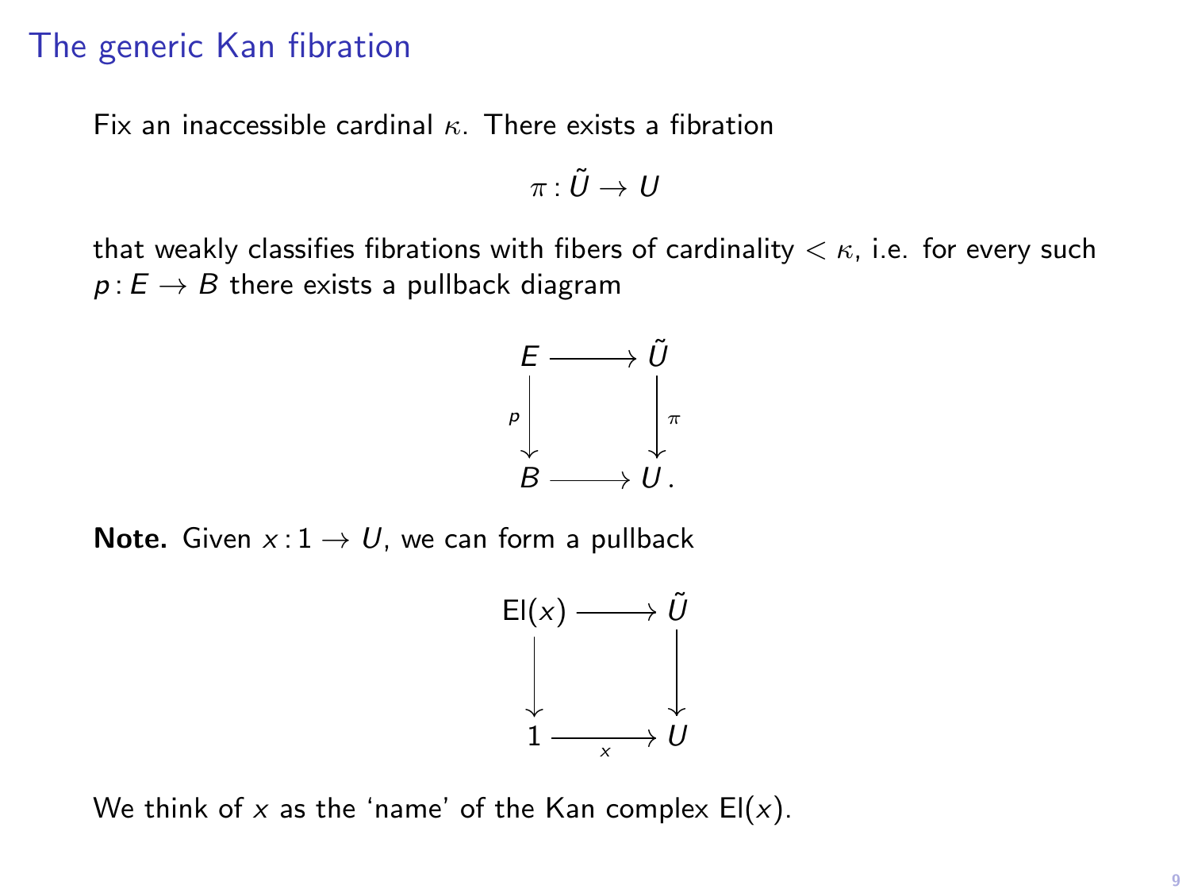## The generic Kan fibration

Fix an inaccessible cardinal $\kappa$. There exists a fibration

$$\pi \colon \tilde{U} \to U$$

that weakly classifies fibrations with fibers of cardinality $< \kappa$, i.e. for every such $p \colon E \to B$ there exists a pullback diagram

$$\begin{array}{ccc} E & \longrightarrow & \tilde{U} \\ {\scriptstyle p}\downarrow & & \downarrow{\scriptstyle \pi} \\ B & \longrightarrow & U\,. \end{array}$$

**Note.** Given $x \colon 1 \to U$, we can form a pullback

$$\begin{array}{ccc} \mathsf{El}(x) & \longrightarrow & \tilde{U} \\ \downarrow & & \downarrow \\ 1 & \underset{x}{\longrightarrow} & U \end{array}$$

We think of $x$ as the 'name' of the Kan complex $\mathsf{El}(x)$.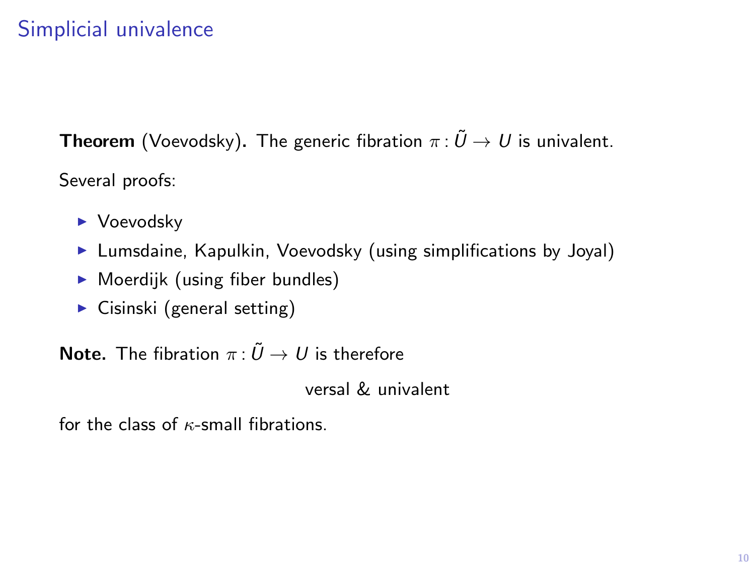# Simplicial univalence

**Theorem** (Voevodsky)**.** The generic fibration $\pi : \tilde{U} \to U$ is univalent.

Several proofs:

- Voevodsky
- Lumsdaine, Kapulkin, Voevodsky (using simplifications by Joyal)
- Moerdijk (using fiber bundles)
- Cisinski (general setting)

**Note.** The fibration $\pi : \tilde{U} \to U$ is therefore

versal & univalent

for the class of $\kappa$-small fibrations.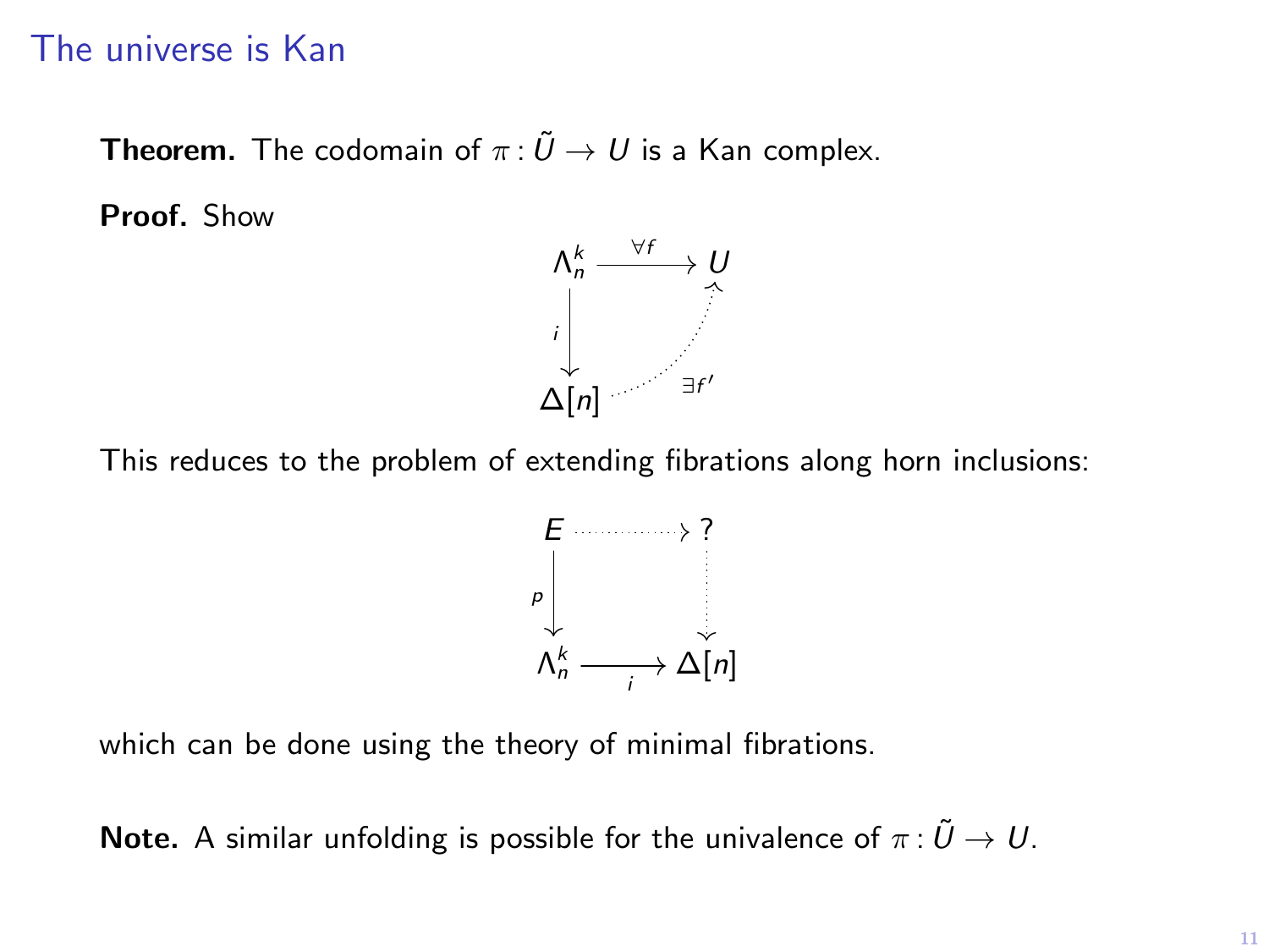## The universe is Kan

**Theorem.** The codomain of $\pi : \tilde{U} \to U$ is a Kan complex.

**Proof.** Show

$$
\begin{array}{ccc}
\Lambda^k_n & \xrightarrow{\forall f} & U \\
{\scriptstyle i}\downarrow & \nearrow_{\exists f'} & \\
\Delta[n] & &
\end{array}
$$

This reduces to the problem of extending fibrations along horn inclusions:

$$
\begin{array}{ccc}
E & \dashrightarrow & ? \\
{\scriptstyle p}\downarrow & & \downarrow \\
\Lambda^k_n & \xrightarrow[i]{} & \Delta[n]
\end{array}
$$

which can be done using the theory of minimal fibrations.

**Note.** A similar unfolding is possible for the univalence of $\pi : \tilde{U} \to U$.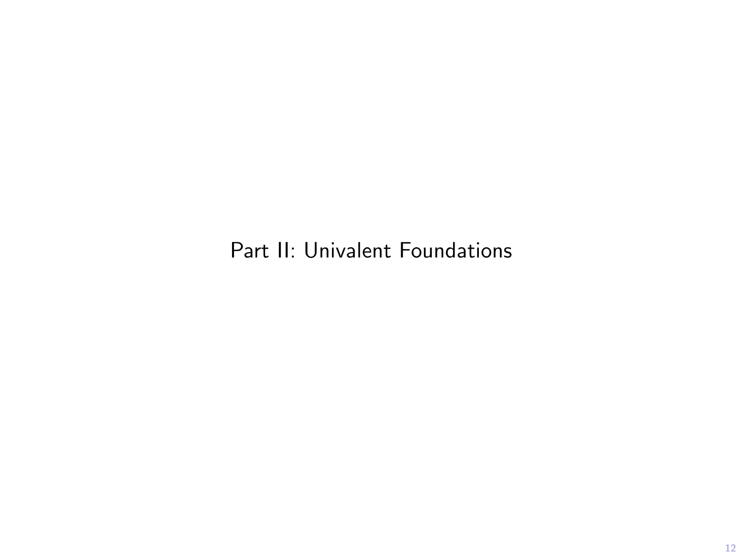# Part II: Univalent Foundations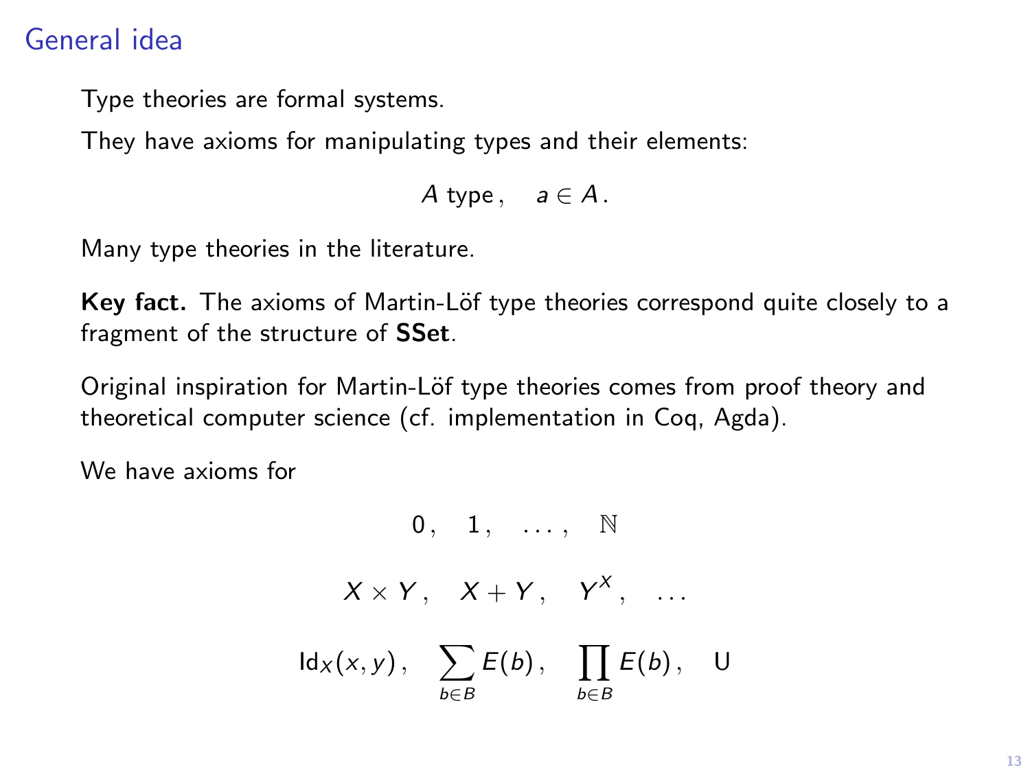# General idea

Type theories are formal systems.

They have axioms for manipulating types and their elements:

$$A \text{ type}\,, \quad a \in A\,.$$

Many type theories in the literature.

**Key fact.** The axioms of Martin-Löf type theories correspond quite closely to a fragment of the structure of **SSet**.

Original inspiration for Martin-Löf type theories comes from proof theory and theoretical computer science (cf. implementation in Coq, Agda).

We have axioms for

$$0\,, \quad 1\,, \quad \ldots\,, \quad \mathbb{N}$$

$$X \times Y\,, \quad X + Y\,, \quad Y^X\,, \quad \ldots$$

$$\mathsf{Id}_X(x, y)\,, \quad \sum_{b \in B} E(b)\,, \quad \prod_{b \in B} E(b)\,, \quad \mathsf{U}$$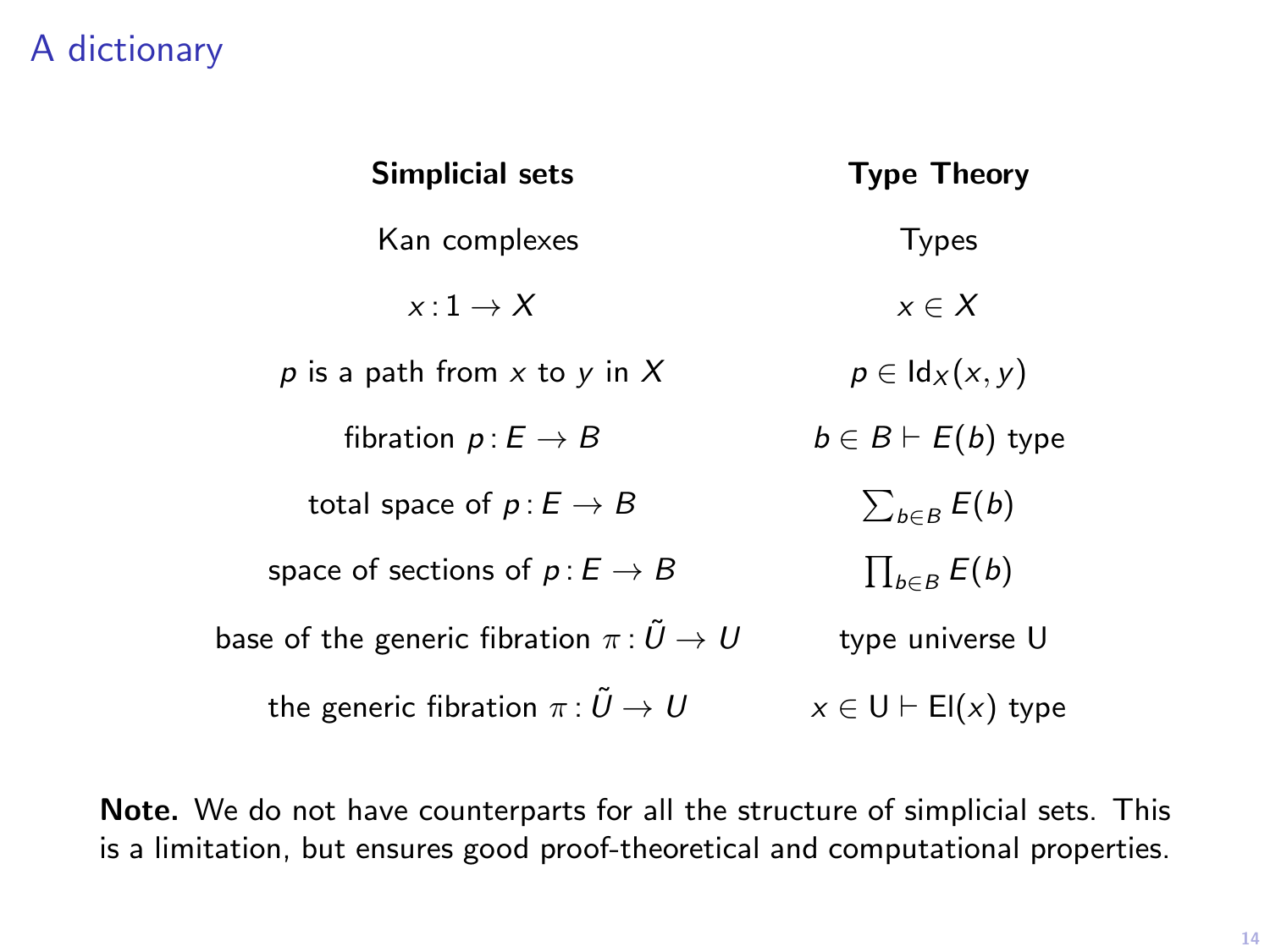# A dictionary

| **Simplicial sets** | **Type Theory** |
| --- | --- |
| Kan complexes | Types |
| $x : 1 \to X$ | $x \in X$ |
| $p$ is a path from $x$ to $y$ in $X$ | $p \in \mathsf{Id}_X(x, y)$ |
| fibration $p : E \to B$ | $b \in B \vdash E(b)$ type |
| total space of $p : E \to B$ | $\sum_{b \in B} E(b)$ |
| space of sections of $p : E \to B$ | $\prod_{b \in B} E(b)$ |
| base of the generic fibration $\pi : \tilde{U} \to U$ | type universe $\mathsf{U}$ |
| the generic fibration $\pi : \tilde{U} \to U$ | $x \in \mathsf{U} \vdash \mathsf{El}(x)$ type |

**Note.** We do not have counterparts for all the structure of simplicial sets. This is a limitation, but ensures good proof-theoretical and computational properties.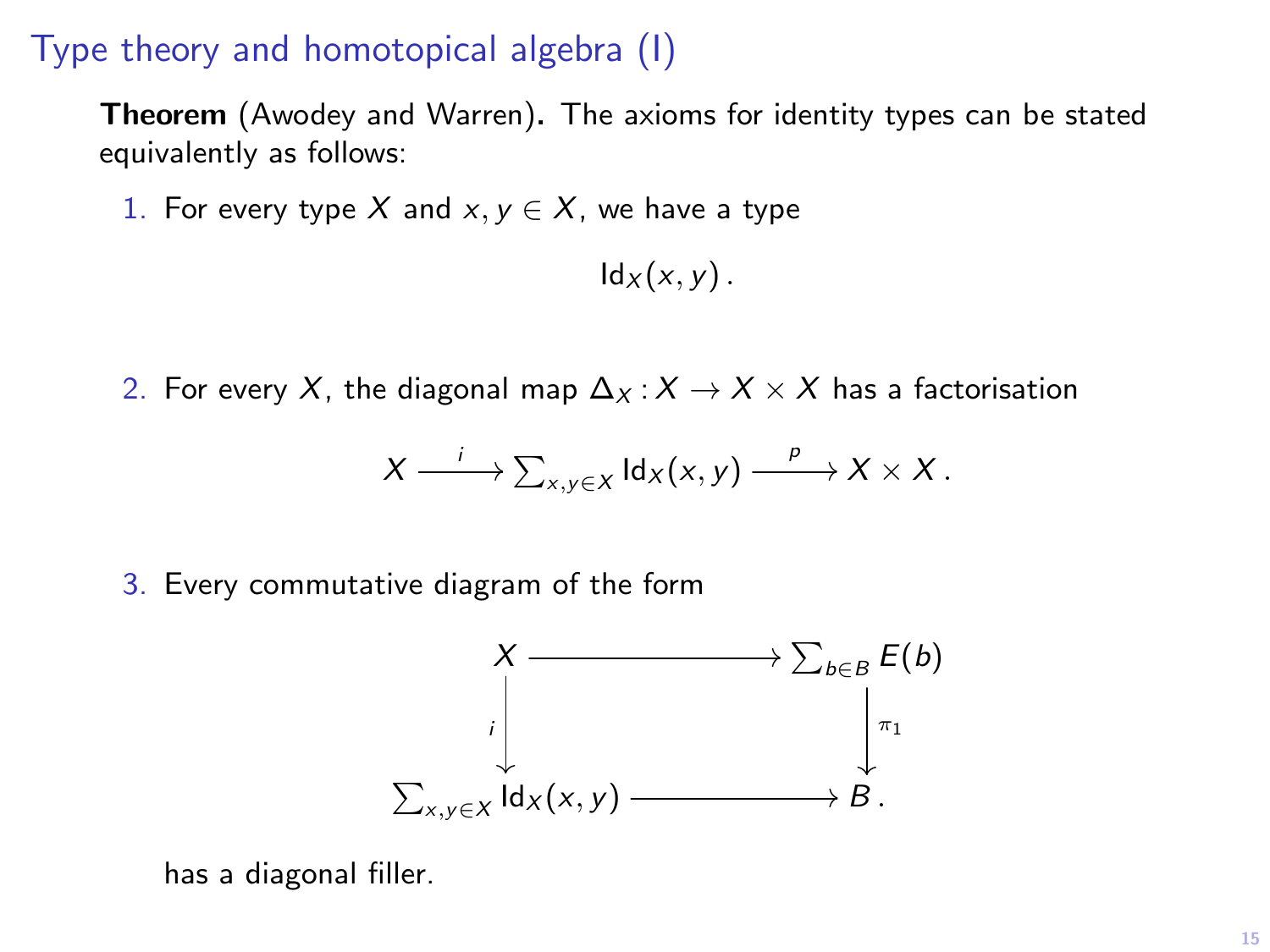# Type theory and homotopical algebra (I)

**Theorem** (Awodey and Warren)**.** The axioms for identity types can be stated equivalently as follows:

1. For every type $X$ and $x, y \in X$, we have a type

$$\mathsf{Id}_X(x, y)\,.$$

2. For every $X$, the diagonal map $\Delta_X \colon X \to X \times X$ has a factorisation

$$X \xrightarrow{\;i\;} \textstyle\sum_{x,y \in X} \mathsf{Id}_X(x, y) \xrightarrow{\;p\;} X \times X\,.$$

3. Every commutative diagram of the form

$$\begin{array}{ccc}
X & \longrightarrow & \sum_{b \in B} E(b) \\
{\scriptstyle i}\downarrow & & \downarrow{\scriptstyle \pi_1} \\
\sum_{x,y \in X} \mathsf{Id}_X(x, y) & \longrightarrow & B\,.
\end{array}$$

has a diagonal filler.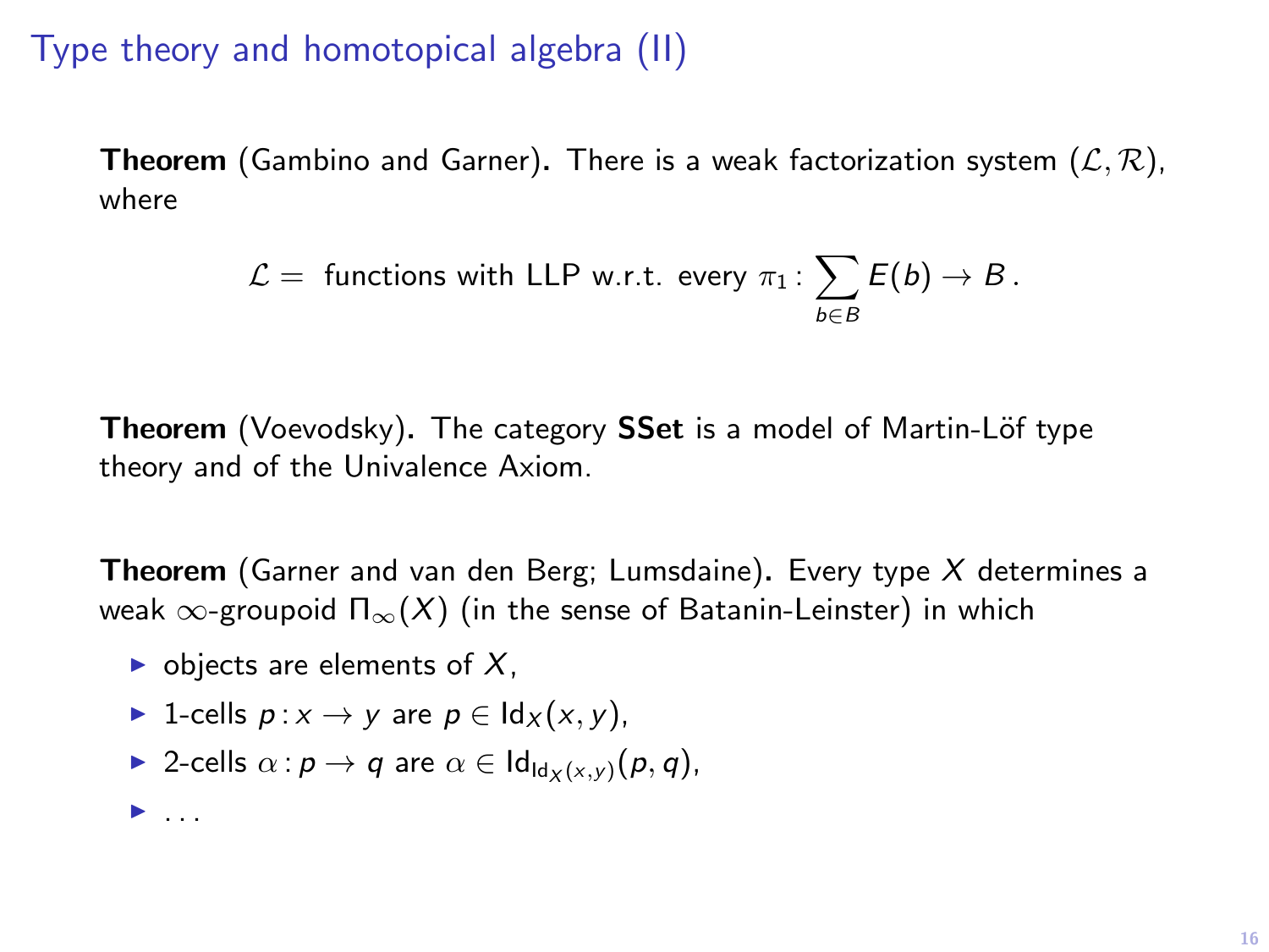# Type theory and homotopical algebra (II)

**Theorem** (Gambino and Garner). There is a weak factorization system $(\mathcal{L}, \mathcal{R})$, where

$$\mathcal{L} = \text{ functions with LLP w.r.t. every } \pi_1 \colon \sum_{b \in B} E(b) \to B \,.$$

**Theorem** (Voevodsky). The category **SSet** is a model of Martin-Löf type theory and of the Univalence Axiom.

**Theorem** (Garner and van den Berg; Lumsdaine). Every type $X$ determines a weak $\infty$-groupoid $\Pi_\infty(X)$ (in the sense of Batanin-Leinster) in which

- objects are elements of $X$,
- 1-cells $p \colon x \to y$ are $p \in \mathsf{Id}_X(x, y)$,
- 2-cells $\alpha \colon p \to q$ are $\alpha \in \mathsf{Id}_{\mathsf{Id}_X(x,y)}(p, q)$,
- ...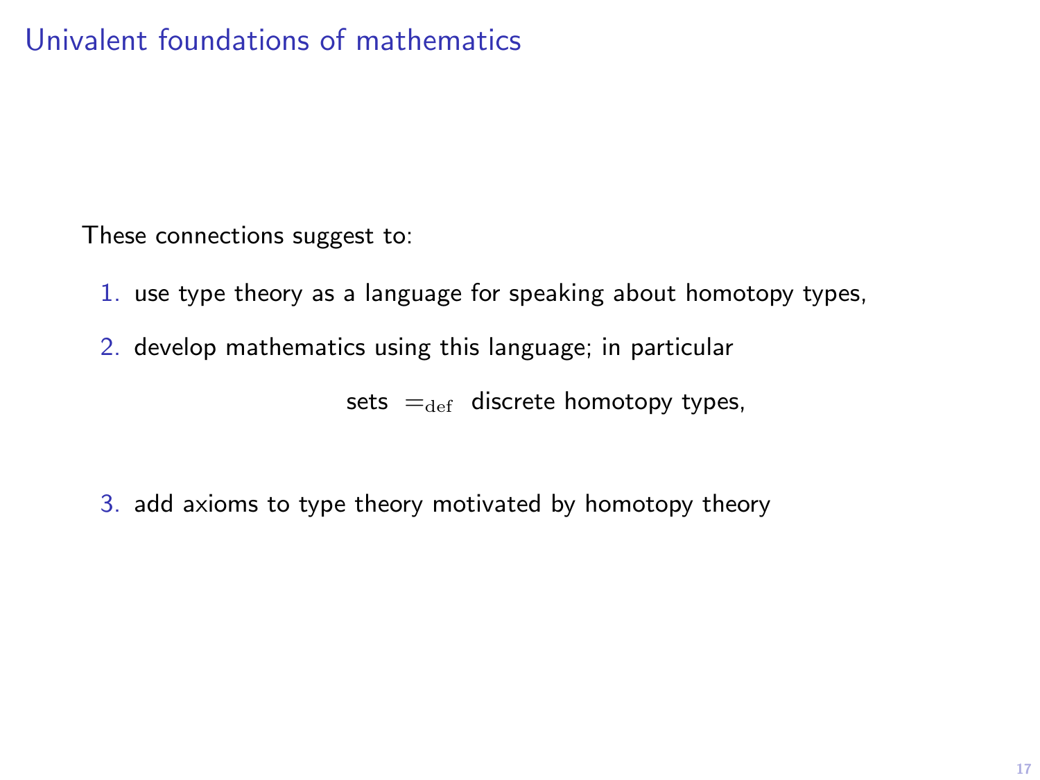# Univalent foundations of mathematics

These connections suggest to:

1. use type theory as a language for speaking about homotopy types,
2. develop mathematics using this language; in particular

   $$\text{sets} \;=_{\mathrm{def}}\; \text{discrete homotopy types,}$$

3. add axioms to type theory motivated by homotopy theory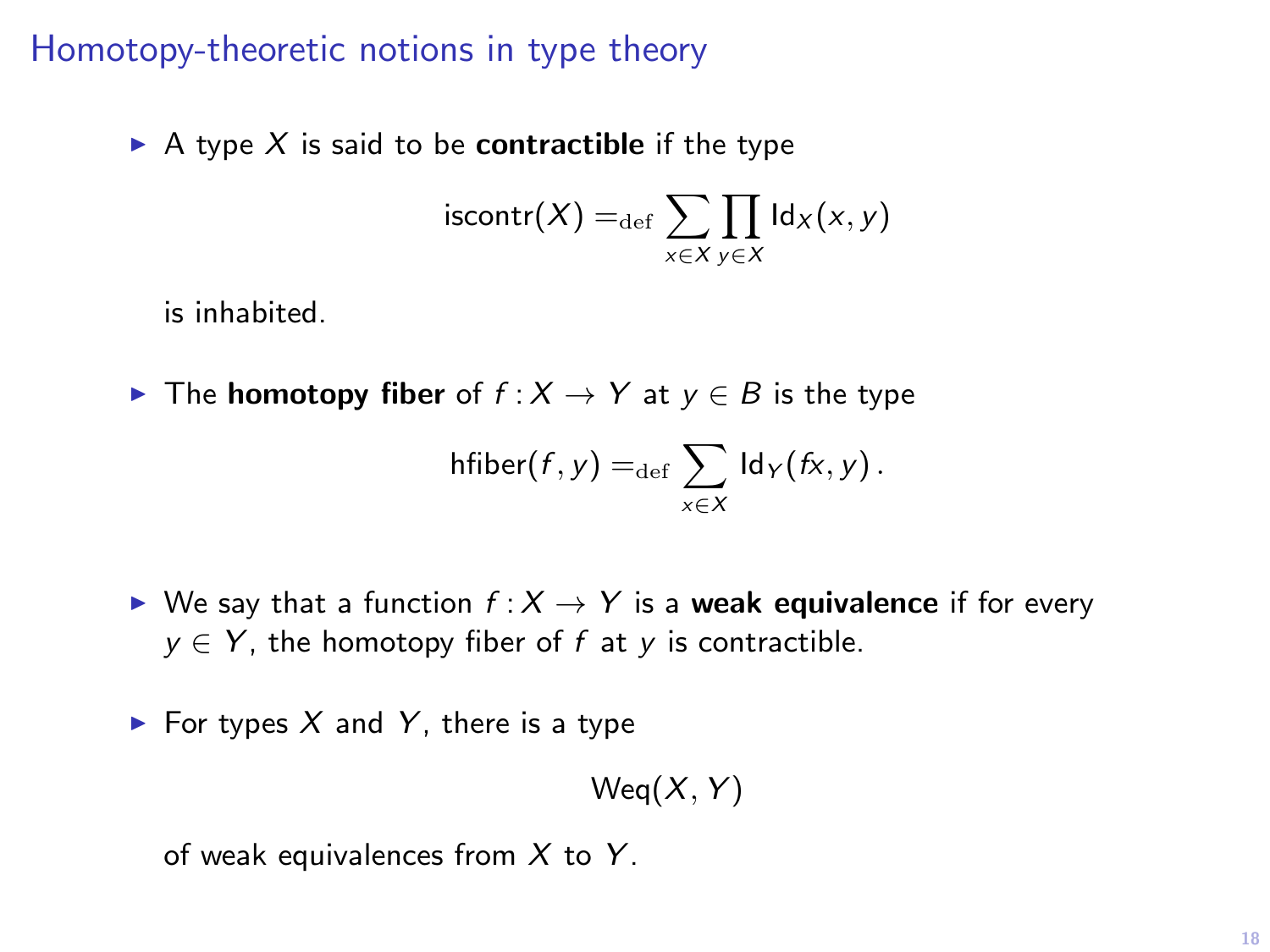# Homotopy-theoretic notions in type theory

- A type $X$ is said to be **contractible** if the type

$$\mathsf{iscontr}(X) =_{\mathrm{def}} \sum_{x \in X} \prod_{y \in X} \mathsf{Id}_X(x, y)$$

  is inhabited.

- The **homotopy fiber** of $f : X \to Y$ at $y \in B$ is the type

$$\mathsf{hfiber}(f, y) =_{\mathrm{def}} \sum_{x \in X} \mathsf{Id}_Y(fx, y)\,.$$

- We say that a function $f : X \to Y$ is a **weak equivalence** if for every $y \in Y$, the homotopy fiber of $f$ at $y$ is contractible.

- For types $X$ and $Y$, there is a type

$$\mathsf{Weq}(X, Y)$$

  of weak equivalences from $X$ to $Y$.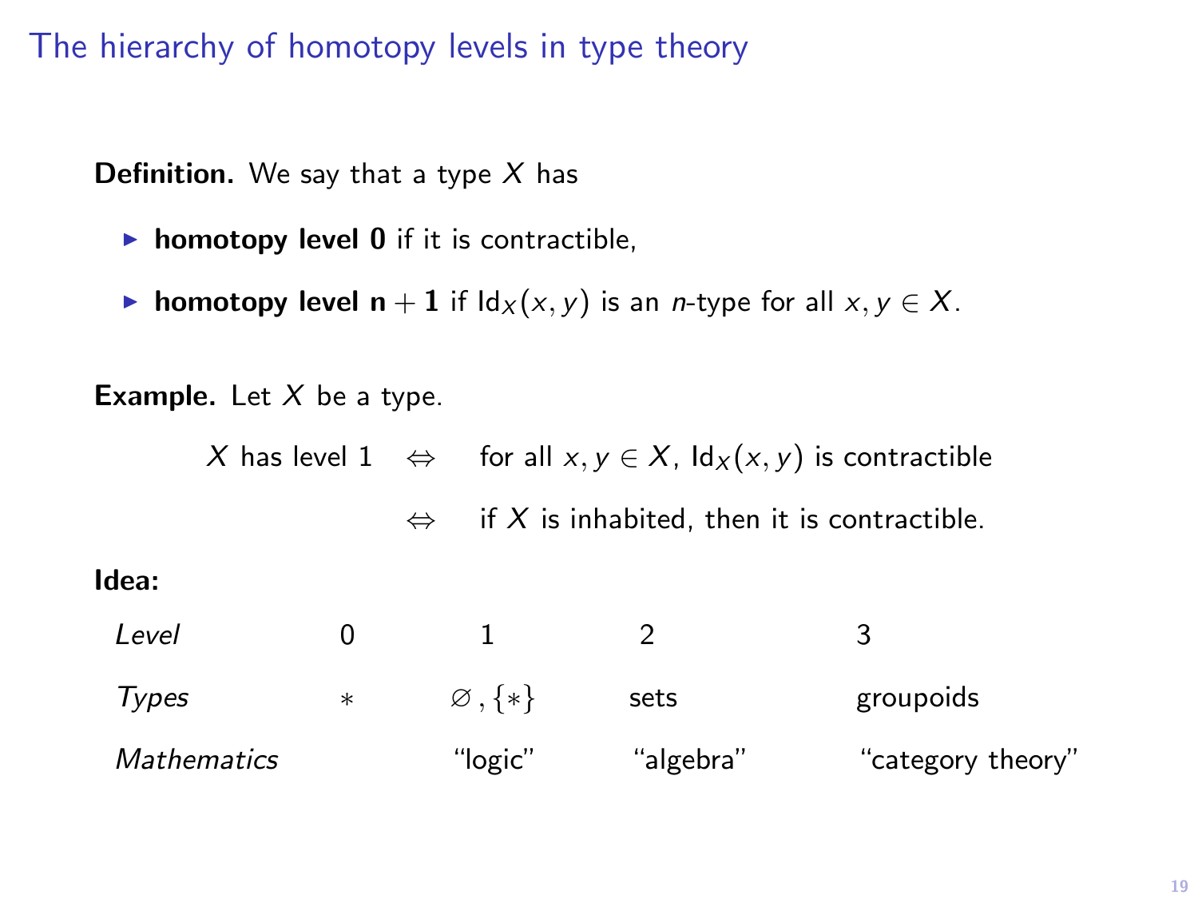# The hierarchy of homotopy levels in type theory

**Definition.** We say that a type $X$ has

- **homotopy level 0** if it is contractible,
- **homotopy level $\mathbf{n+1}$** if $\mathrm{Id}_X(x, y)$ is an $n$-type for all $x, y \in X$.

**Example.** Let $X$ be a type.

$$X \text{ has level } 1 \quad \Leftrightarrow \quad \text{for all } x, y \in X,\ \mathrm{Id}_X(x, y) \text{ is contractible}$$

$$\Leftrightarrow \quad \text{if } X \text{ is inhabited, then it is contractible.}$$

**Idea:**

| *Level* | 0 | 1 | 2 | 3 |
|---|---|---|---|---|
| *Types* | $*$ | $\varnothing, \{*\}$ | sets | groupoids |
| *Mathematics* | | "logic" | "algebra" | "category theory" |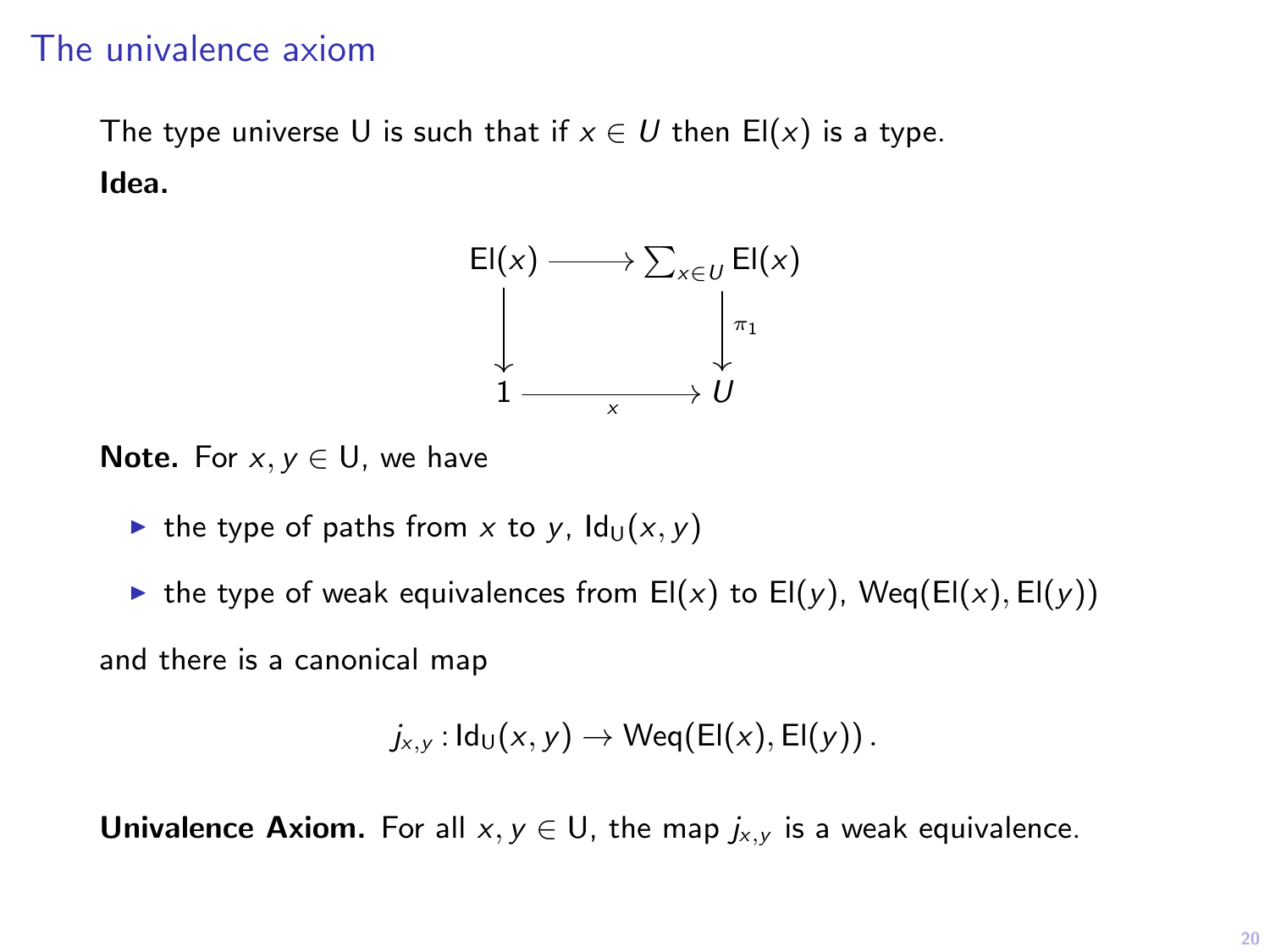# The univalence axiom

The type universe U is such that if $x \in U$ then $\mathsf{El}(x)$ is a type.

**Idea.**

$$
\begin{array}{ccc}
\mathsf{El}(x) & \longrightarrow & \sum_{x \in U} \mathsf{El}(x) \\
\big\downarrow & & \big\downarrow \pi_1 \\
1 & \xrightarrow[x]{} & U
\end{array}
$$

**Note.** For $x, y \in \mathrm{U}$, we have

- the type of paths from $x$ to $y$, $\mathsf{Id}_{\mathrm{U}}(x, y)$
- the type of weak equivalences from $\mathsf{El}(x)$ to $\mathsf{El}(y)$, $\mathsf{Weq}(\mathsf{El}(x), \mathsf{El}(y))$

and there is a canonical map

$$
j_{x,y} : \mathsf{Id}_{\mathrm{U}}(x, y) \to \mathsf{Weq}(\mathsf{El}(x), \mathsf{El}(y))\,.
$$

**Univalence Axiom.** For all $x, y \in \mathrm{U}$, the map $j_{x,y}$ is a weak equivalence.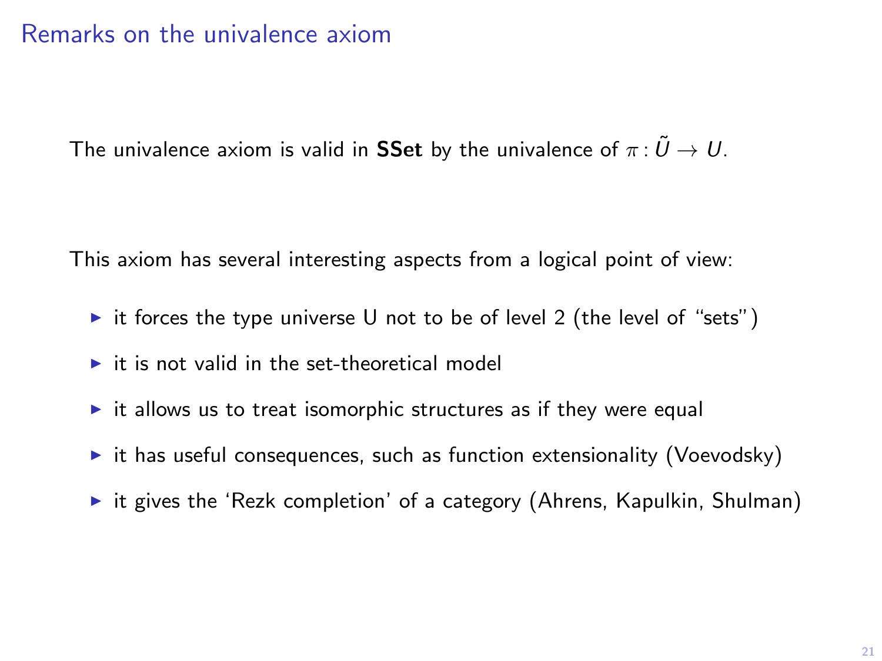## Remarks on the univalence axiom

The univalence axiom is valid in **SSet** by the univalence of $\pi : \tilde{U} \rightarrow U$.

This axiom has several interesting aspects from a logical point of view:

- it forces the type universe U not to be of level 2 (the level of "sets")
- it is not valid in the set-theoretical model
- it allows us to treat isomorphic structures as if they were equal
- it has useful consequences, such as function extensionality (Voevodsky)
- it gives the 'Rezk completion' of a category (Ahrens, Kapulkin, Shulman)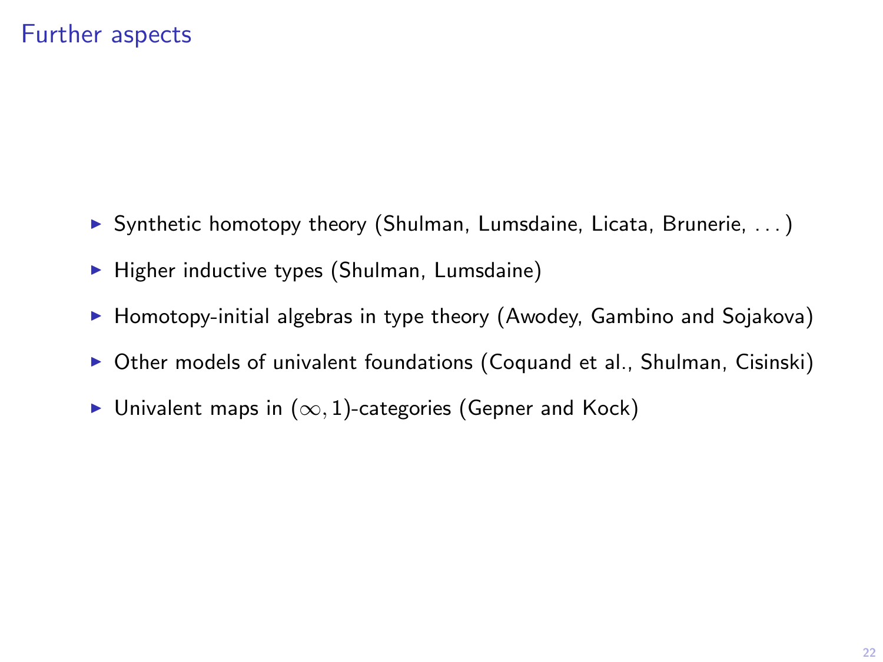# Further aspects

- Synthetic homotopy theory (Shulman, Lumsdaine, Licata, Brunerie, . . . )
- Higher inductive types (Shulman, Lumsdaine)
- Homotopy-initial algebras in type theory (Awodey, Gambino and Sojakova)
- Other models of univalent foundations (Coquand et al., Shulman, Cisinski)
- Univalent maps in $(\infty, 1)$-categories (Gepner and Kock)